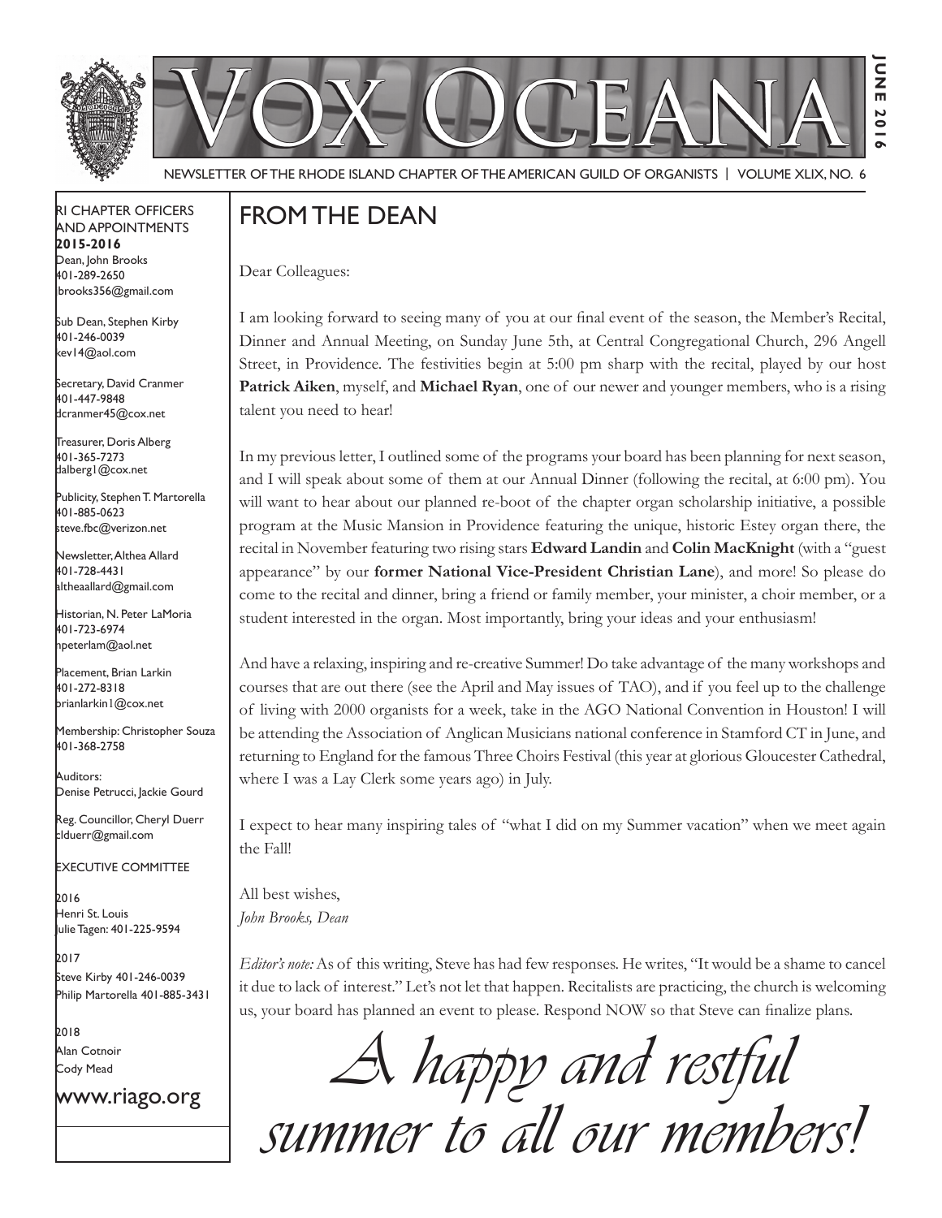# VOX OCEANA

JUNE 2016

NEWSLETTER OF THE RHODE ISLAND CHAPTER OF THE AMERICAN GUILD OF ORGANISTS | VOLUME XLIX, NO. 6

RI CHAPTER OFFICERS AND APPOINTMENTS
**2015-2016**

Dean, John Brooks
401-289-2650
jbrooks356@gmail.com

Sub Dean, Stephen Kirby
401-246-0039
kev14@aol.com

Secretary, David Cranmer
401-447-9848
dcranmer45@cox.net

Treasurer, Doris Alberg
401-365-7273
dalberg1@cox.net

Publicity, Stephen T. Martorella
401-885-0623
steve.fbc@verizon.net

Newsletter, Althea Allard
401-728-4431
altheaallard@gmail.com

Historian, N. Peter LaMoria
401-723-6974
npeterlam@aol.net

Placement, Brian Larkin
401-272-8318
brianlarkin1@cox.net

Membership: Christopher Souza
401-368-2758

Auditors:
Denise Petrucci, Jackie Gourd

Reg. Councillor, Cheryl Duerr
clduerr@gmail.com

EXECUTIVE COMMITTEE

2016
Henri St. Louis
Julie Tagen: 401-225-9594

2017
Steve Kirby 401-246-0039
Philip Martorella 401-885-3431

2018
Alan Cotnoir
Cody Mead

www.riago.org

## FROM THE DEAN

Dear Colleagues:

I am looking forward to seeing many of you at our final event of the season, the Member's Recital, Dinner and Annual Meeting, on Sunday June 5th, at Central Congregational Church, 296 Angell Street, in Providence. The festivities begin at 5:00 pm sharp with the recital, played by our host **Patrick Aiken**, myself, and **Michael Ryan**, one of our newer and younger members, who is a rising talent you need to hear!

In my previous letter, I outlined some of the programs your board has been planning for next season, and I will speak about some of them at our Annual Dinner (following the recital, at 6:00 pm). You will want to hear about our planned re-boot of the chapter organ scholarship initiative, a possible program at the Music Mansion in Providence featuring the unique, historic Estey organ there, the recital in November featuring two rising stars **Edward Landin** and **Colin MacKnight** (with a "guest appearance" by our **former National Vice-President Christian Lane**), and more! So please do come to the recital and dinner, bring a friend or family member, your minister, a choir member, or a student interested in the organ. Most importantly, bring your ideas and your enthusiasm!

And have a relaxing, inspiring and re-creative Summer! Do take advantage of the many workshops and courses that are out there (see the April and May issues of TAO), and if you feel up to the challenge of living with 2000 organists for a week, take in the AGO National Convention in Houston! I will be attending the Association of Anglican Musicians national conference in Stamford CT in June, and returning to England for the famous Three Choirs Festival (this year at glorious Gloucester Cathedral, where I was a Lay Clerk some years ago) in July.

I expect to hear many inspiring tales of "what I did on my Summer vacation" when we meet again the Fall!

All best wishes,
*John Brooks, Dean*

*Editor's note:* As of this writing, Steve has had few responses. He writes, "It would be a shame to cancel it due to lack of interest." Let's not let that happen. Recitalists are practicing, the church is welcoming us, your board has planned an event to please. Respond NOW so that Steve can finalize plans.

*A happy and restful summer to all our members!*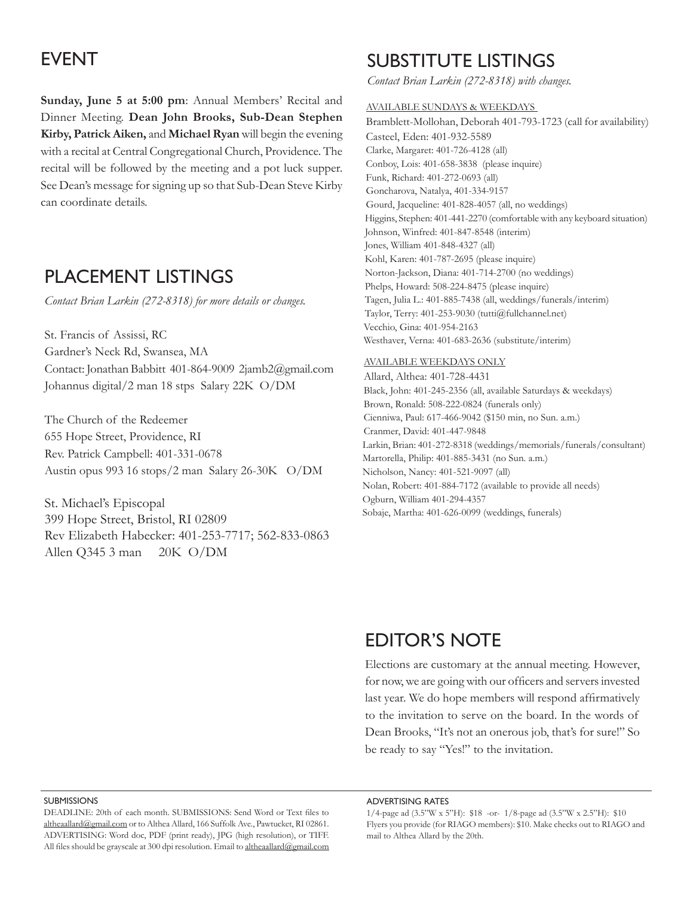## EVENT

**Sunday, June 5 at 5:00 pm**: Annual Members' Recital and Dinner Meeting. **Dean John Brooks, Sub-Dean Stephen Kirby, Patrick Aiken,** and **Michael Ryan** will begin the evening with a recital at Central Congregational Church, Providence. The recital will be followed by the meeting and a pot luck supper. See Dean's message for signing up so that Sub-Dean Steve Kirby can coordinate details.

## PLACEMENT LISTINGS

*Contact Brian Larkin (272-8318) for more details or changes.*

St. Francis of Assissi, RC
Gardner's Neck Rd, Swansea, MA
Contact: Jonathan Babbitt 401-864-9009 2jamb2@gmail.com
Johannus digital/2 man 18 stps Salary 22K O/DM

The Church of the Redeemer
655 Hope Street, Providence, RI
Rev. Patrick Campbell: 401-331-0678
Austin opus 993 16 stops/2 man Salary 26-30K O/DM

St. Michael's Episcopal
399 Hope Street, Bristol, RI 02809
Rev Elizabeth Habecker: 401-253-7717; 562-833-0863
Allen Q345 3 man 20K O/DM

## SUBSTITUTE LISTINGS

*Contact Brian Larkin (272-8318) with changes.*

AVAILABLE SUNDAYS & WEEKDAYS

Bramblett-Mollohan, Deborah 401-793-1723 (call for availability)
Casteel, Eden: 401-932-5589
Clarke, Margaret: 401-726-4128 (all)
Conboy, Lois: 401-658-3838 (please inquire)
Funk, Richard: 401-272-0693 (all)
Goncharova, Natalya, 401-334-9157
Gourd, Jacqueline: 401-828-4057 (all, no weddings)
Higgins, Stephen: 401-441-2270 (comfortable with any keyboard situation)
Johnson, Winfred: 401-847-8548 (interim)
Jones, William 401-848-4327 (all)
Kohl, Karen: 401-787-2695 (please inquire)
Norton-Jackson, Diana: 401-714-2700 (no weddings)
Phelps, Howard: 508-224-8475 (please inquire)
Tagen, Julia L.: 401-885-7438 (all, weddings/funerals/interim)
Taylor, Terry: 401-253-9030 (tutti@fullchannel.net)
Vecchio, Gina: 401-954-2163
Westhaver, Verna: 401-683-2636 (substitute/interim)

AVAILABLE WEEKDAYS ONLY

Allard, Althea: 401-728-4431
Black, John: 401-245-2356 (all, available Saturdays & weekdays)
Brown, Ronald: 508-222-0824 (funerals only)
Cienniwa, Paul: 617-466-9042 ($150 min, no Sun. a.m.)
Cranmer, David: 401-447-9848
Larkin, Brian: 401-272-8318 (weddings/memorials/funerals/consultant)
Martorella, Philip: 401-885-3431 (no Sun. a.m.)
Nicholson, Nancy: 401-521-9097 (all)
Nolan, Robert: 401-884-7172 (available to provide all needs)
Ogburn, William 401-294-4357
Sobaje, Martha: 401-626-0099 (weddings, funerals)

## EDITOR'S NOTE

Elections are customary at the annual meeting. However, for now, we are going with our officers and servers invested last year. We do hope members will respond affirmatively to the invitation to serve on the board. In the words of Dean Brooks, "It's not an onerous job, that's for sure!" So be ready to say "Yes!" to the invitation.

#### SUBMISSIONS

DEADLINE: 20th of each month. SUBMISSIONS: Send Word or Text files to altheaallard@gmail.com or to Althea Allard, 166 Suffolk Ave., Pawtucket, RI 02861. ADVERTISING: Word doc, PDF (print ready), JPG (high resolution), or TIFF. All files should be grayscale at 300 dpi resolution. Email to altheaallard@gmail.com

#### ADVERTISING RATES

1/4-page ad (3.5"W x 5"H): $18 -or- 1/8-page ad (3.5"W x 2.5"H): $10
Flyers you provide (for RIAGO members): $10. Make checks out to RIAGO and mail to Althea Allard by the 20th.